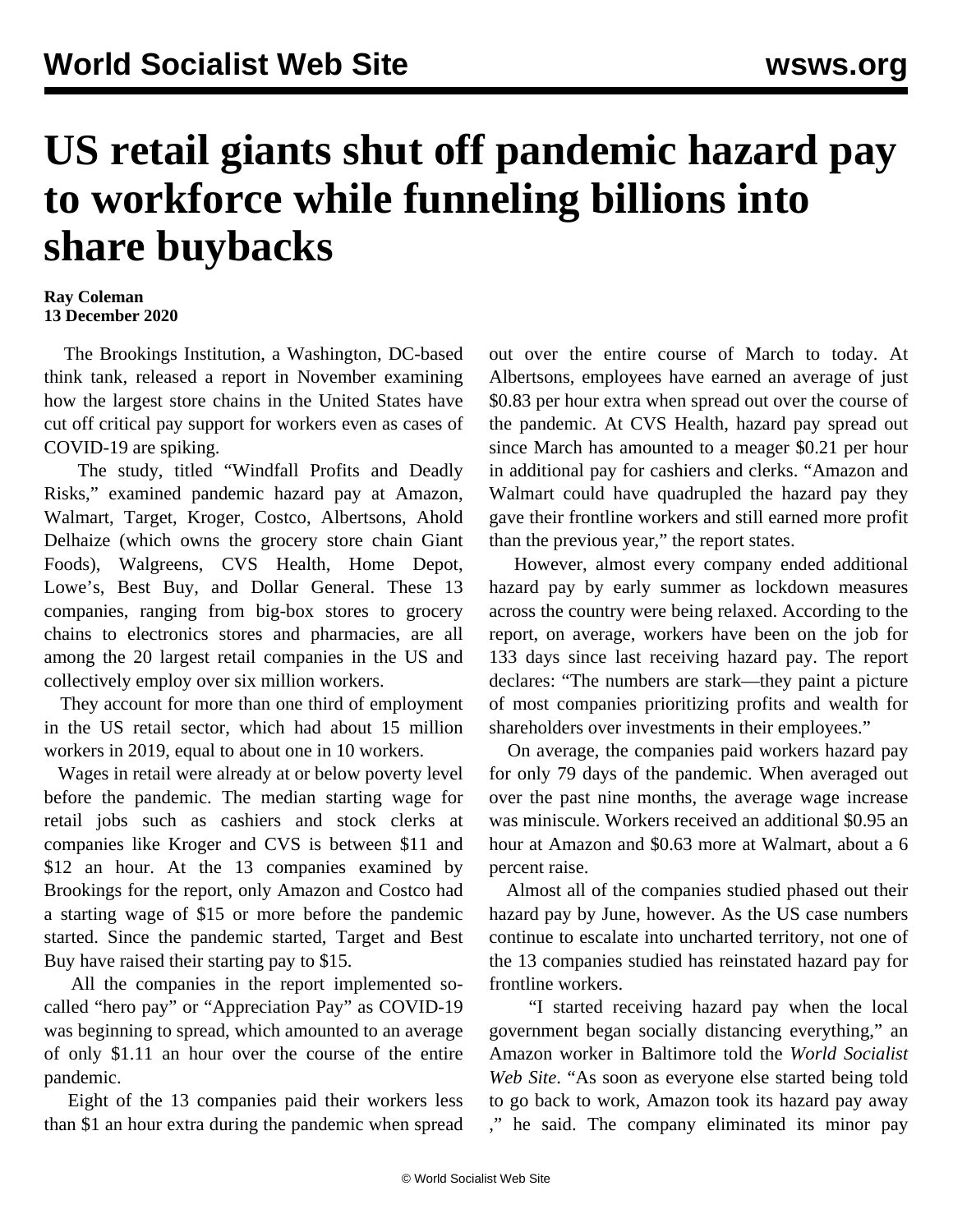# US retail giants shut off pandemic hazard pay to workforce while funneling billions into share buybacks

**Ray Coleman**
**13 December 2020**

The Brookings Institution, a Washington, DC-based think tank, released a report in November examining how the largest store chains in the United States have cut off critical pay support for workers even as cases of COVID-19 are spiking.

The study, titled "Windfall Profits and Deadly Risks," examined pandemic hazard pay at Amazon, Walmart, Target, Kroger, Costco, Albertsons, Ahold Delhaize (which owns the grocery store chain Giant Foods), Walgreens, CVS Health, Home Depot, Lowe's, Best Buy, and Dollar General. These 13 companies, ranging from big-box stores to grocery chains to electronics stores and pharmacies, are all among the 20 largest retail companies in the US and collectively employ over six million workers.

They account for more than one third of employment in the US retail sector, which had about 15 million workers in 2019, equal to about one in 10 workers.

Wages in retail were already at or below poverty level before the pandemic. The median starting wage for retail jobs such as cashiers and stock clerks at companies like Kroger and CVS is between $11 and $12 an hour. At the 13 companies examined by Brookings for the report, only Amazon and Costco had a starting wage of $15 or more before the pandemic started. Since the pandemic started, Target and Best Buy have raised their starting pay to $15.

All the companies in the report implemented so-called "hero pay" or "Appreciation Pay" as COVID-19 was beginning to spread, which amounted to an average of only $1.11 an hour over the course of the entire pandemic.

Eight of the 13 companies paid their workers less than $1 an hour extra during the pandemic when spread out over the entire course of March to today. At Albertsons, employees have earned an average of just $0.83 per hour extra when spread out over the course of the pandemic. At CVS Health, hazard pay spread out since March has amounted to a meager $0.21 per hour in additional pay for cashiers and clerks. "Amazon and Walmart could have quadrupled the hazard pay they gave their frontline workers and still earned more profit than the previous year," the report states.

However, almost every company ended additional hazard pay by early summer as lockdown measures across the country were being relaxed. According to the report, on average, workers have been on the job for 133 days since last receiving hazard pay. The report declares: "The numbers are stark—they paint a picture of most companies prioritizing profits and wealth for shareholders over investments in their employees."

On average, the companies paid workers hazard pay for only 79 days of the pandemic. When averaged out over the past nine months, the average wage increase was miniscule. Workers received an additional $0.95 an hour at Amazon and $0.63 more at Walmart, about a 6 percent raise.

Almost all of the companies studied phased out their hazard pay by June, however. As the US case numbers continue to escalate into uncharted territory, not one of the 13 companies studied has reinstated hazard pay for frontline workers.

"I started receiving hazard pay when the local government began socially distancing everything," an Amazon worker in Baltimore told the *World Socialist Web Site*. "As soon as everyone else started being told to go back to work, Amazon took its hazard pay away ," he said. The company eliminated its minor pay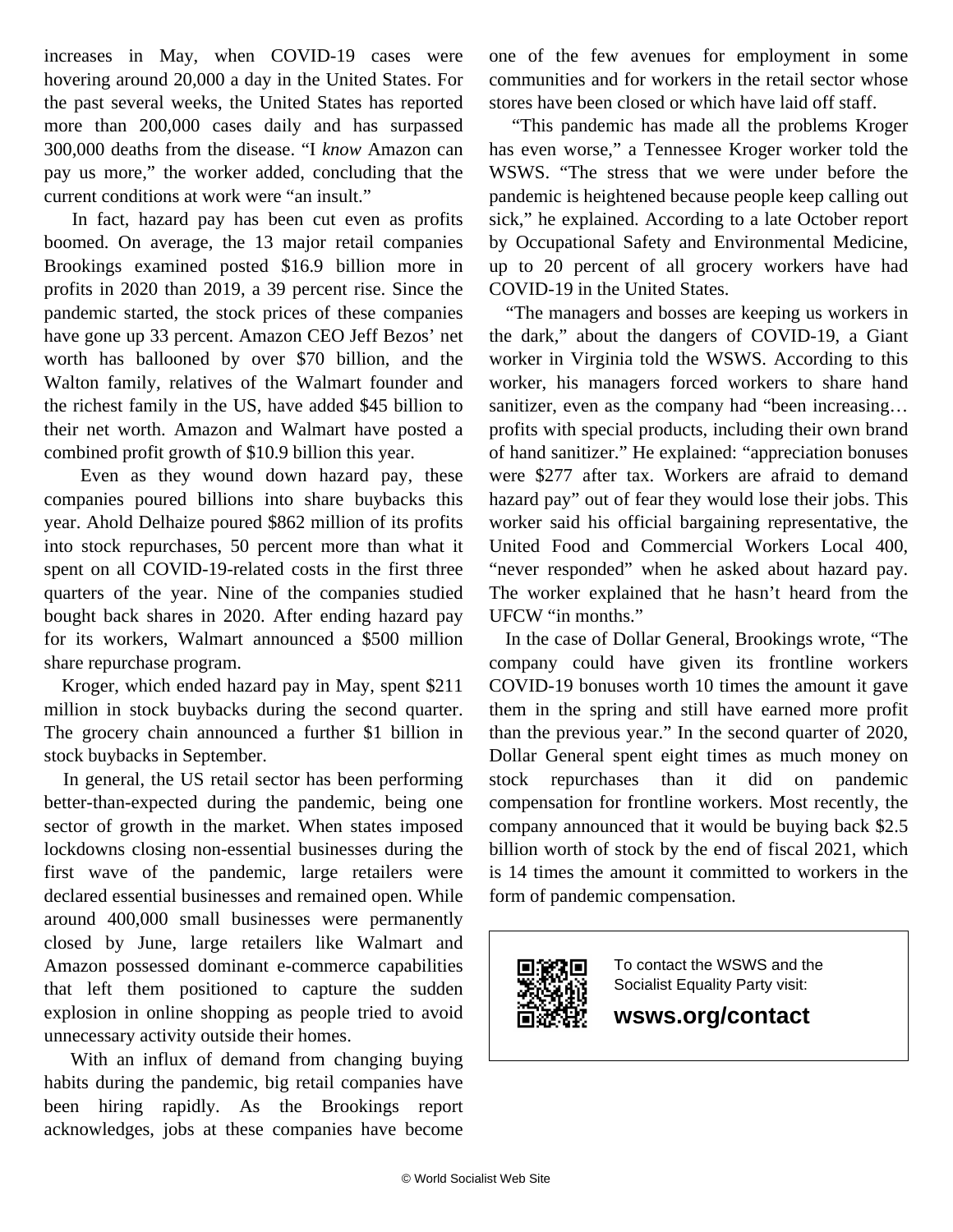increases in May, when COVID-19 cases were hovering around 20,000 a day in the United States. For the past several weeks, the United States has reported more than 200,000 cases daily and has surpassed 300,000 deaths from the disease. "I *know* Amazon can pay us more," the worker added, concluding that the current conditions at work were "an insult."

In fact, hazard pay has been cut even as profits boomed. On average, the 13 major retail companies Brookings examined posted $16.9 billion more in profits in 2020 than 2019, a 39 percent rise. Since the pandemic started, the stock prices of these companies have gone up 33 percent. Amazon CEO Jeff Bezos' net worth has ballooned by over $70 billion, and the Walton family, relatives of the Walmart founder and the richest family in the US, have added $45 billion to their net worth. Amazon and Walmart have posted a combined profit growth of $10.9 billion this year.

Even as they wound down hazard pay, these companies poured billions into share buybacks this year. Ahold Delhaize poured $862 million of its profits into stock repurchases, 50 percent more than what it spent on all COVID-19-related costs in the first three quarters of the year. Nine of the companies studied bought back shares in 2020. After ending hazard pay for its workers, Walmart announced a $500 million share repurchase program.

Kroger, which ended hazard pay in May, spent $211 million in stock buybacks during the second quarter. The grocery chain announced a further $1 billion in stock buybacks in September.

In general, the US retail sector has been performing better-than-expected during the pandemic, being one sector of growth in the market. When states imposed lockdowns closing non-essential businesses during the first wave of the pandemic, large retailers were declared essential businesses and remained open. While around 400,000 small businesses were permanently closed by June, large retailers like Walmart and Amazon possessed dominant e-commerce capabilities that left them positioned to capture the sudden explosion in online shopping as people tried to avoid unnecessary activity outside their homes.

With an influx of demand from changing buying habits during the pandemic, big retail companies have been hiring rapidly. As the Brookings report acknowledges, jobs at these companies have become one of the few avenues for employment in some communities and for workers in the retail sector whose stores have been closed or which have laid off staff.

"This pandemic has made all the problems Kroger has even worse," a Tennessee Kroger worker told the WSWS. "The stress that we were under before the pandemic is heightened because people keep calling out sick," he explained. According to a late October report by Occupational Safety and Environmental Medicine, up to 20 percent of all grocery workers have had COVID-19 in the United States.

"The managers and bosses are keeping us workers in the dark," about the dangers of COVID-19, a Giant worker in Virginia told the WSWS. According to this worker, his managers forced workers to share hand sanitizer, even as the company had "been increasing… profits with special products, including their own brand of hand sanitizer." He explained: "appreciation bonuses were $277 after tax. Workers are afraid to demand hazard pay" out of fear they would lose their jobs. This worker said his official bargaining representative, the United Food and Commercial Workers Local 400, "never responded" when he asked about hazard pay. The worker explained that he hasn't heard from the UFCW "in months."

In the case of Dollar General, Brookings wrote, "The company could have given its frontline workers COVID-19 bonuses worth 10 times the amount it gave them in the spring and still have earned more profit than the previous year." In the second quarter of 2020, Dollar General spent eight times as much money on stock repurchases than it did on pandemic compensation for frontline workers. Most recently, the company announced that it would be buying back $2.5 billion worth of stock by the end of fiscal 2021, which is 14 times the amount it committed to workers in the form of pandemic compensation.

To contact the WSWS and the Socialist Equality Party visit:

**wsws.org/contact**